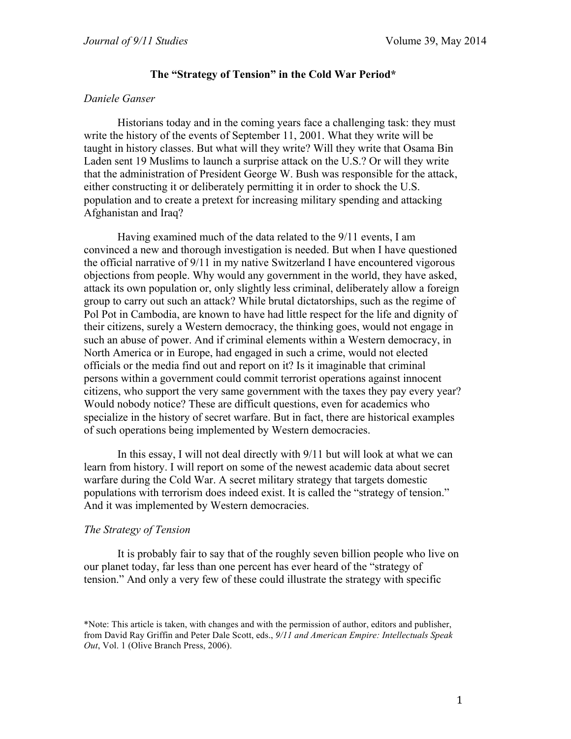## The "Strategy of Tension" in the Cold War Period*

*Daniele Ganser*

Historians today and in the coming years face a challenging task: they must write the history of the events of September 11, 2001. What they write will be taught in history classes. But what will they write? Will they write that Osama Bin Laden sent 19 Muslims to launch a surprise attack on the U.S.? Or will they write that the administration of President George W. Bush was responsible for the attack, either constructing it or deliberately permitting it in order to shock the U.S. population and to create a pretext for increasing military spending and attacking Afghanistan and Iraq?

Having examined much of the data related to the 9/11 events, I am convinced a new and thorough investigation is needed. But when I have questioned the official narrative of 9/11 in my native Switzerland I have encountered vigorous objections from people. Why would any government in the world, they have asked, attack its own population or, only slightly less criminal, deliberately allow a foreign group to carry out such an attack? While brutal dictatorships, such as the regime of Pol Pot in Cambodia, are known to have had little respect for the life and dignity of their citizens, surely a Western democracy, the thinking goes, would not engage in such an abuse of power. And if criminal elements within a Western democracy, in North America or in Europe, had engaged in such a crime, would not elected officials or the media find out and report on it? Is it imaginable that criminal persons within a government could commit terrorist operations against innocent citizens, who support the very same government with the taxes they pay every year? Would nobody notice? These are difficult questions, even for academics who specialize in the history of secret warfare. But in fact, there are historical examples of such operations being implemented by Western democracies.

In this essay, I will not deal directly with 9/11 but will look at what we can learn from history. I will report on some of the newest academic data about secret warfare during the Cold War. A secret military strategy that targets domestic populations with terrorism does indeed exist. It is called the "strategy of tension." And it was implemented by Western democracies.

### *The Strategy of Tension*

It is probably fair to say that of the roughly seven billion people who live on our planet today, far less than one percent has ever heard of the "strategy of tension." And only a very few of these could illustrate the strategy with specific

*Note: This article is taken, with changes and with the permission of author, editors and publisher, from David Ray Griffin and Peter Dale Scott, eds., *9/11 and American Empire: Intellectuals Speak Out*, Vol. 1 (Olive Branch Press, 2006).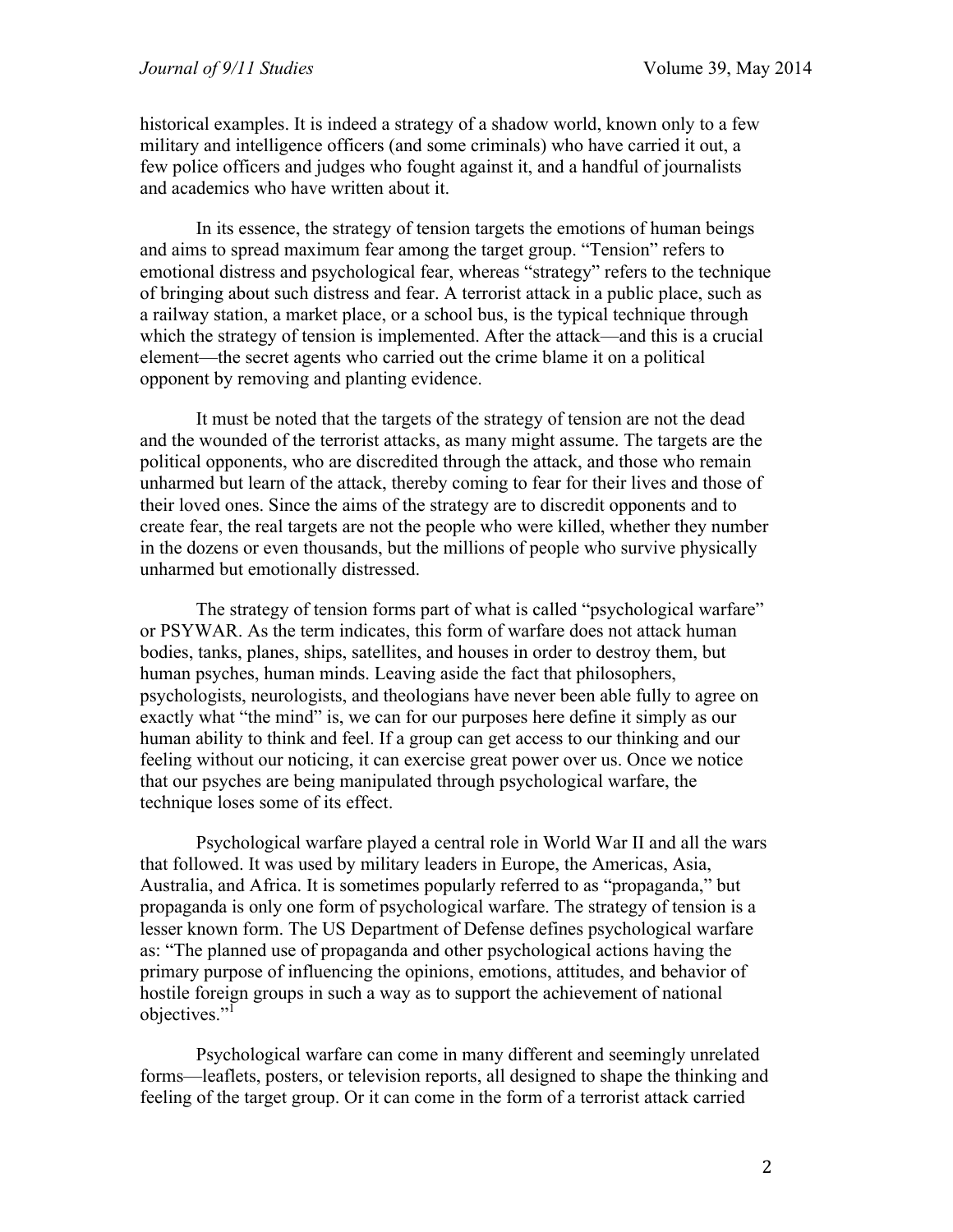historical examples. It is indeed a strategy of a shadow world, known only to a few military and intelligence officers (and some criminals) who have carried it out, a few police officers and judges who fought against it, and a handful of journalists and academics who have written about it.

In its essence, the strategy of tension targets the emotions of human beings and aims to spread maximum fear among the target group. "Tension" refers to emotional distress and psychological fear, whereas "strategy" refers to the technique of bringing about such distress and fear. A terrorist attack in a public place, such as a railway station, a market place, or a school bus, is the typical technique through which the strategy of tension is implemented. After the attack—and this is a crucial element—the secret agents who carried out the crime blame it on a political opponent by removing and planting evidence.

It must be noted that the targets of the strategy of tension are not the dead and the wounded of the terrorist attacks, as many might assume. The targets are the political opponents, who are discredited through the attack, and those who remain unharmed but learn of the attack, thereby coming to fear for their lives and those of their loved ones. Since the aims of the strategy are to discredit opponents and to create fear, the real targets are not the people who were killed, whether they number in the dozens or even thousands, but the millions of people who survive physically unharmed but emotionally distressed.

The strategy of tension forms part of what is called "psychological warfare" or PSYWAR. As the term indicates, this form of warfare does not attack human bodies, tanks, planes, ships, satellites, and houses in order to destroy them, but human psyches, human minds. Leaving aside the fact that philosophers, psychologists, neurologists, and theologians have never been able fully to agree on exactly what "the mind" is, we can for our purposes here define it simply as our human ability to think and feel. If a group can get access to our thinking and our feeling without our noticing, it can exercise great power over us. Once we notice that our psyches are being manipulated through psychological warfare, the technique loses some of its effect.

Psychological warfare played a central role in World War II and all the wars that followed. It was used by military leaders in Europe, the Americas, Asia, Australia, and Africa. It is sometimes popularly referred to as "propaganda," but propaganda is only one form of psychological warfare. The strategy of tension is a lesser known form. The US Department of Defense defines psychological warfare as: "The planned use of propaganda and other psychological actions having the primary purpose of influencing the opinions, emotions, attitudes, and behavior of hostile foreign groups in such a way as to support the achievement of national objectives."[1]

Psychological warfare can come in many different and seemingly unrelated forms—leaflets, posters, or television reports, all designed to shape the thinking and feeling of the target group. Or it can come in the form of a terrorist attack carried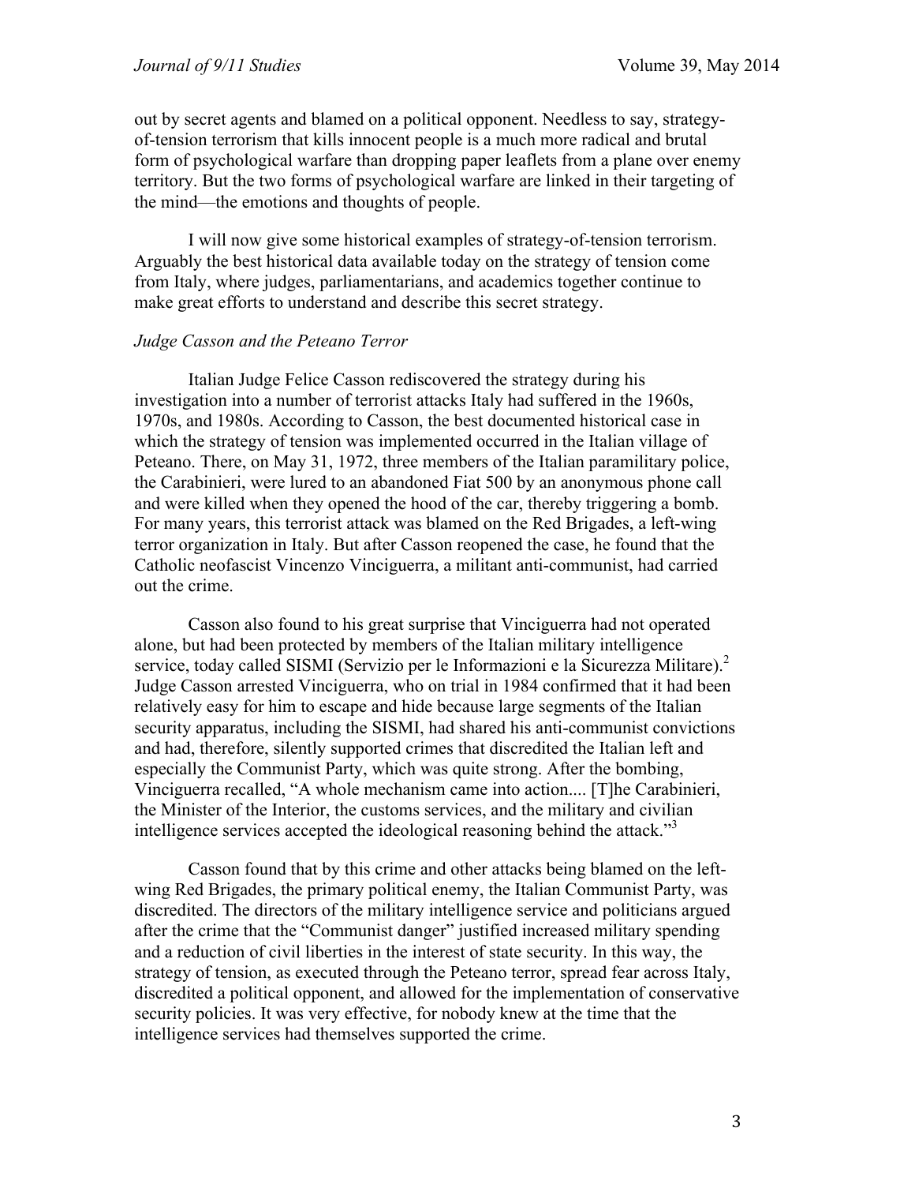out by secret agents and blamed on a political opponent. Needless to say, strategy-of-tension terrorism that kills innocent people is a much more radical and brutal form of psychological warfare than dropping paper leaflets from a plane over enemy territory. But the two forms of psychological warfare are linked in their targeting of the mind—the emotions and thoughts of people.

I will now give some historical examples of strategy-of-tension terrorism. Arguably the best historical data available today on the strategy of tension come from Italy, where judges, parliamentarians, and academics together continue to make great efforts to understand and describe this secret strategy.

### *Judge Casson and the Peteano Terror*

Italian Judge Felice Casson rediscovered the strategy during his investigation into a number of terrorist attacks Italy had suffered in the 1960s, 1970s, and 1980s. According to Casson, the best documented historical case in which the strategy of tension was implemented occurred in the Italian village of Peteano. There, on May 31, 1972, three members of the Italian paramilitary police, the Carabinieri, were lured to an abandoned Fiat 500 by an anonymous phone call and were killed when they opened the hood of the car, thereby triggering a bomb. For many years, this terrorist attack was blamed on the Red Brigades, a left-wing terror organization in Italy. But after Casson reopened the case, he found that the Catholic neofascist Vincenzo Vinciguerra, a militant anti-communist, had carried out the crime.

Casson also found to his great surprise that Vinciguerra had not operated alone, but had been protected by members of the Italian military intelligence service, today called SISMI (Servizio per le Informazioni e la Sicurezza Militare).[2] Judge Casson arrested Vinciguerra, who on trial in 1984 confirmed that it had been relatively easy for him to escape and hide because large segments of the Italian security apparatus, including the SISMI, had shared his anti-communist convictions and had, therefore, silently supported crimes that discredited the Italian left and especially the Communist Party, which was quite strong. After the bombing, Vinciguerra recalled, "A whole mechanism came into action.... [T]he Carabinieri, the Minister of the Interior, the customs services, and the military and civilian intelligence services accepted the ideological reasoning behind the attack."[3]

Casson found that by this crime and other attacks being blamed on the left-wing Red Brigades, the primary political enemy, the Italian Communist Party, was discredited. The directors of the military intelligence service and politicians argued after the crime that the "Communist danger" justified increased military spending and a reduction of civil liberties in the interest of state security. In this way, the strategy of tension, as executed through the Peteano terror, spread fear across Italy, discredited a political opponent, and allowed for the implementation of conservative security policies. It was very effective, for nobody knew at the time that the intelligence services had themselves supported the crime.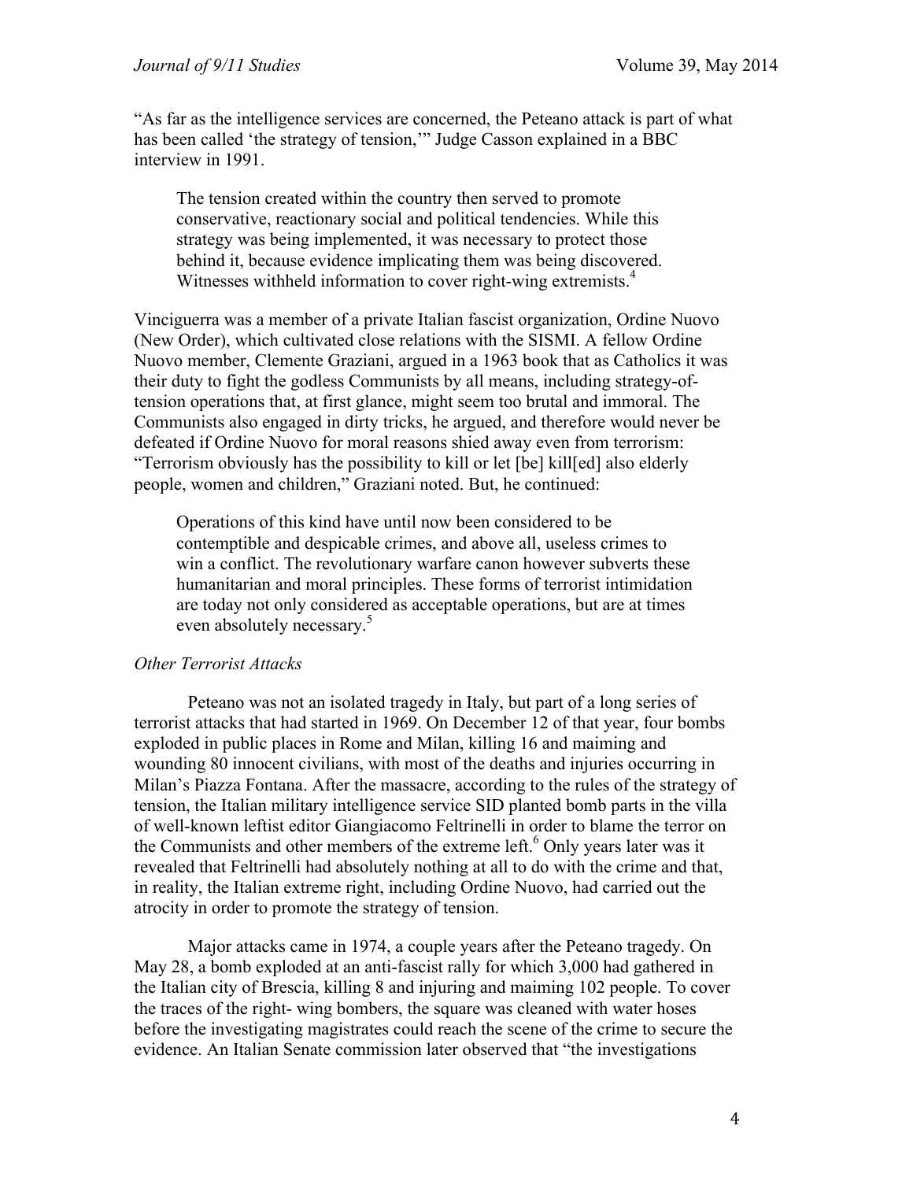"As far as the intelligence services are concerned, the Peteano attack is part of what has been called 'the strategy of tension,'" Judge Casson explained in a BBC interview in 1991.

> The tension created within the country then served to promote conservative, reactionary social and political tendencies. While this strategy was being implemented, it was necessary to protect those behind it, because evidence implicating them was being discovered. Witnesses withheld information to cover right-wing extremists.[4]

Vinciguerra was a member of a private Italian fascist organization, Ordine Nuovo (New Order), which cultivated close relations with the SISMI. A fellow Ordine Nuovo member, Clemente Graziani, argued in a 1963 book that as Catholics it was their duty to fight the godless Communists by all means, including strategy-of-tension operations that, at first glance, might seem too brutal and immoral. The Communists also engaged in dirty tricks, he argued, and therefore would never be defeated if Ordine Nuovo for moral reasons shied away even from terrorism: "Terrorism obviously has the possibility to kill or let [be] kill[ed] also elderly people, women and children," Graziani noted. But, he continued:

> Operations of this kind have until now been considered to be contemptible and despicable crimes, and above all, useless crimes to win a conflict. The revolutionary warfare canon however subverts these humanitarian and moral principles. These forms of terrorist intimidation are today not only considered as acceptable operations, but are at times even absolutely necessary.[5]

### *Other Terrorist Attacks*

Peteano was not an isolated tragedy in Italy, but part of a long series of terrorist attacks that had started in 1969. On December 12 of that year, four bombs exploded in public places in Rome and Milan, killing 16 and maiming and wounding 80 innocent civilians, with most of the deaths and injuries occurring in Milan's Piazza Fontana. After the massacre, according to the rules of the strategy of tension, the Italian military intelligence service SID planted bomb parts in the villa of well-known leftist editor Giangiacomo Feltrinelli in order to blame the terror on the Communists and other members of the extreme left.[6] Only years later was it revealed that Feltrinelli had absolutely nothing at all to do with the crime and that, in reality, the Italian extreme right, including Ordine Nuovo, had carried out the atrocity in order to promote the strategy of tension.

Major attacks came in 1974, a couple years after the Peteano tragedy. On May 28, a bomb exploded at an anti-fascist rally for which 3,000 had gathered in the Italian city of Brescia, killing 8 and injuring and maiming 102 people. To cover the traces of the right- wing bombers, the square was cleaned with water hoses before the investigating magistrates could reach the scene of the crime to secure the evidence. An Italian Senate commission later observed that "the investigations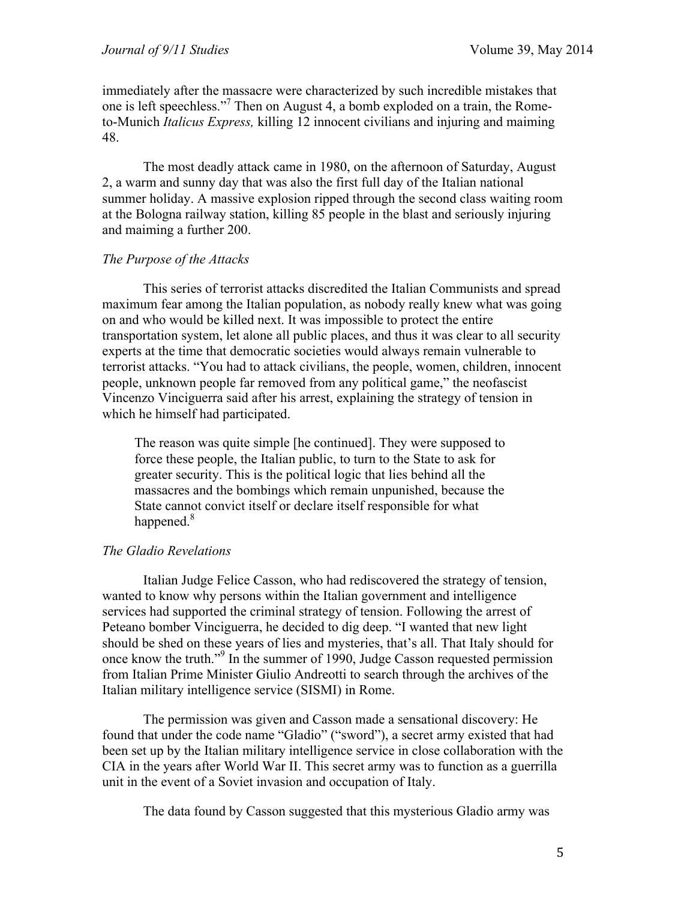immediately after the massacre were characterized by such incredible mistakes that one is left speechless."[7] Then on August 4, a bomb exploded on a train, the Rome-to-Munich *Italicus Express,* killing 12 innocent civilians and injuring and maiming 48.

The most deadly attack came in 1980, on the afternoon of Saturday, August 2, a warm and sunny day that was also the first full day of the Italian national summer holiday. A massive explosion ripped through the second class waiting room at the Bologna railway station, killing 85 people in the blast and seriously injuring and maiming a further 200.

### *The Purpose of the Attacks*

This series of terrorist attacks discredited the Italian Communists and spread maximum fear among the Italian population, as nobody really knew what was going on and who would be killed next. It was impossible to protect the entire transportation system, let alone all public places, and thus it was clear to all security experts at the time that democratic societies would always remain vulnerable to terrorist attacks. "You had to attack civilians, the people, women, children, innocent people, unknown people far removed from any political game," the neofascist Vincenzo Vinciguerra said after his arrest, explaining the strategy of tension in which he himself had participated.

> The reason was quite simple [he continued]. They were supposed to force these people, the Italian public, to turn to the State to ask for greater security. This is the political logic that lies behind all the massacres and the bombings which remain unpunished, because the State cannot convict itself or declare itself responsible for what happened.[8]

### *The Gladio Revelations*

Italian Judge Felice Casson, who had rediscovered the strategy of tension, wanted to know why persons within the Italian government and intelligence services had supported the criminal strategy of tension. Following the arrest of Peteano bomber Vinciguerra, he decided to dig deep. "I wanted that new light should be shed on these years of lies and mysteries, that's all. That Italy should for once know the truth."[9] In the summer of 1990, Judge Casson requested permission from Italian Prime Minister Giulio Andreotti to search through the archives of the Italian military intelligence service (SISMI) in Rome.

The permission was given and Casson made a sensational discovery: He found that under the code name "Gladio" ("sword"), a secret army existed that had been set up by the Italian military intelligence service in close collaboration with the CIA in the years after World War II. This secret army was to function as a guerrilla unit in the event of a Soviet invasion and occupation of Italy.

The data found by Casson suggested that this mysterious Gladio army was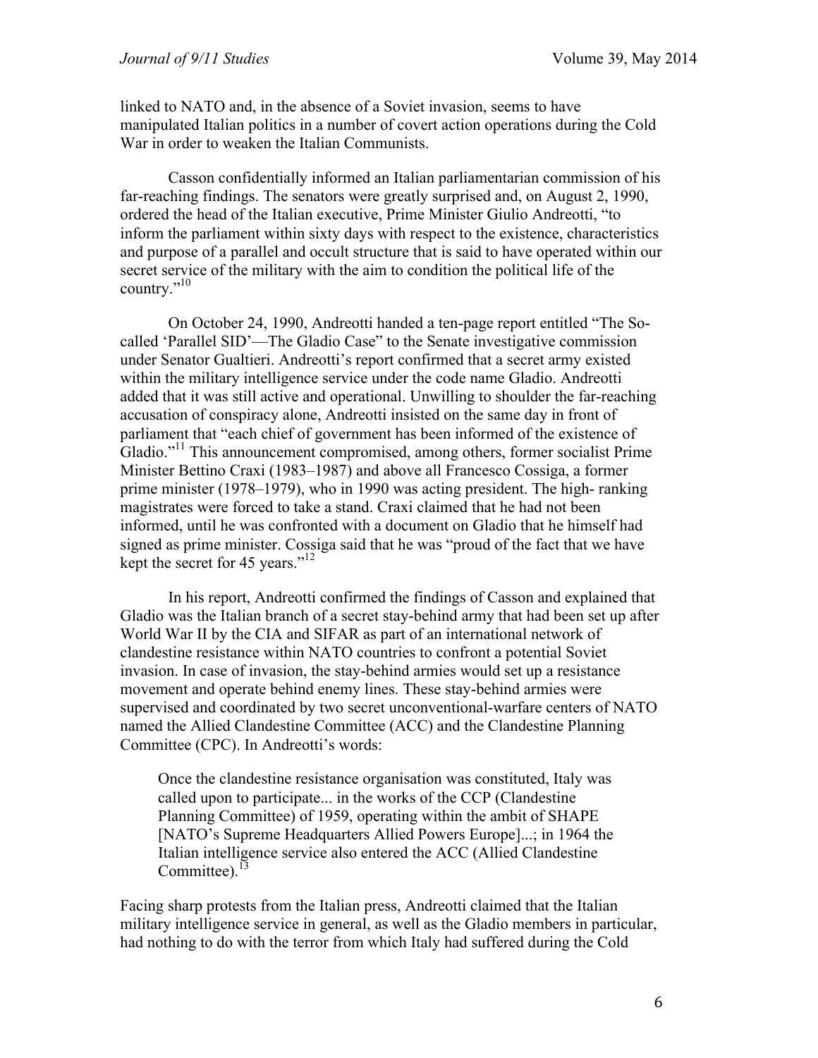linked to NATO and, in the absence of a Soviet invasion, seems to have manipulated Italian politics in a number of covert action operations during the Cold War in order to weaken the Italian Communists.

Casson confidentially informed an Italian parliamentarian commission of his far-reaching findings. The senators were greatly surprised and, on August 2, 1990, ordered the head of the Italian executive, Prime Minister Giulio Andreotti, "to inform the parliament within sixty days with respect to the existence, characteristics and purpose of a parallel and occult structure that is said to have operated within our secret service of the military with the aim to condition the political life of the country."[10]

On October 24, 1990, Andreotti handed a ten-page report entitled "The So-called 'Parallel SID'—The Gladio Case" to the Senate investigative commission under Senator Gualtieri. Andreotti's report confirmed that a secret army existed within the military intelligence service under the code name Gladio. Andreotti added that it was still active and operational. Unwilling to shoulder the far-reaching accusation of conspiracy alone, Andreotti insisted on the same day in front of parliament that "each chief of government has been informed of the existence of Gladio."[11] This announcement compromised, among others, former socialist Prime Minister Bettino Craxi (1983–1987) and above all Francesco Cossiga, a former prime minister (1978–1979), who in 1990 was acting president. The high- ranking magistrates were forced to take a stand. Craxi claimed that he had not been informed, until he was confronted with a document on Gladio that he himself had signed as prime minister. Cossiga said that he was "proud of the fact that we have kept the secret for 45 years."[12]

In his report, Andreotti confirmed the findings of Casson and explained that Gladio was the Italian branch of a secret stay-behind army that had been set up after World War II by the CIA and SIFAR as part of an international network of clandestine resistance within NATO countries to confront a potential Soviet invasion. In case of invasion, the stay-behind armies would set up a resistance movement and operate behind enemy lines. These stay-behind armies were supervised and coordinated by two secret unconventional-warfare centers of NATO named the Allied Clandestine Committee (ACC) and the Clandestine Planning Committee (CPC). In Andreotti's words:

> Once the clandestine resistance organisation was constituted, Italy was called upon to participate... in the works of the CCP (Clandestine Planning Committee) of 1959, operating within the ambit of SHAPE [NATO's Supreme Headquarters Allied Powers Europe]...; in 1964 the Italian intelligence service also entered the ACC (Allied Clandestine Committee).[13]

Facing sharp protests from the Italian press, Andreotti claimed that the Italian military intelligence service in general, as well as the Gladio members in particular, had nothing to do with the terror from which Italy had suffered during the Cold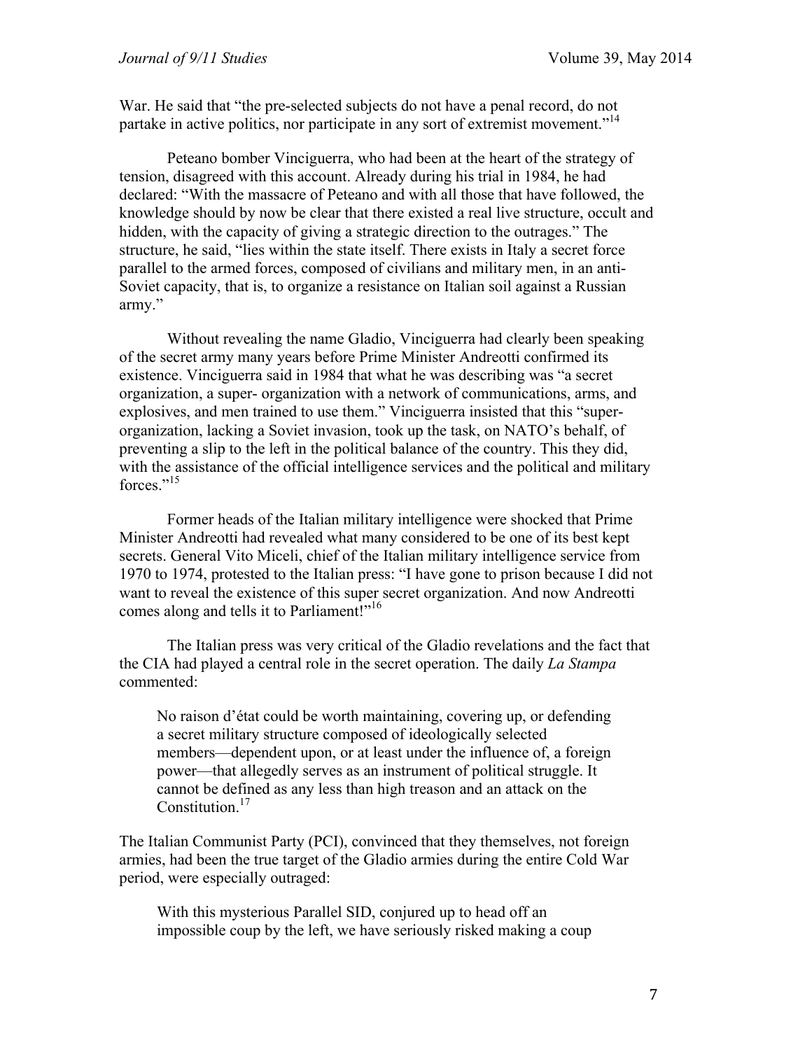War. He said that "the pre-selected subjects do not have a penal record, do not partake in active politics, nor participate in any sort of extremist movement."[14]

Peteano bomber Vinciguerra, who had been at the heart of the strategy of tension, disagreed with this account. Already during his trial in 1984, he had declared: "With the massacre of Peteano and with all those that have followed, the knowledge should by now be clear that there existed a real live structure, occult and hidden, with the capacity of giving a strategic direction to the outrages." The structure, he said, "lies within the state itself. There exists in Italy a secret force parallel to the armed forces, composed of civilians and military men, in an anti-Soviet capacity, that is, to organize a resistance on Italian soil against a Russian army."

Without revealing the name Gladio, Vinciguerra had clearly been speaking of the secret army many years before Prime Minister Andreotti confirmed its existence. Vinciguerra said in 1984 that what he was describing was "a secret organization, a super- organization with a network of communications, arms, and explosives, and men trained to use them." Vinciguerra insisted that this "super-organization, lacking a Soviet invasion, took up the task, on NATO's behalf, of preventing a slip to the left in the political balance of the country. This they did, with the assistance of the official intelligence services and the political and military forces."[15]

Former heads of the Italian military intelligence were shocked that Prime Minister Andreotti had revealed what many considered to be one of its best kept secrets. General Vito Miceli, chief of the Italian military intelligence service from 1970 to 1974, protested to the Italian press: "I have gone to prison because I did not want to reveal the existence of this super secret organization. And now Andreotti comes along and tells it to Parliament!"[16]

The Italian press was very critical of the Gladio revelations and the fact that the CIA had played a central role in the secret operation. The daily *La Stampa* commented:

> No raison d'état could be worth maintaining, covering up, or defending a secret military structure composed of ideologically selected members—dependent upon, or at least under the influence of, a foreign power—that allegedly serves as an instrument of political struggle. It cannot be defined as any less than high treason and an attack on the Constitution.[17]

The Italian Communist Party (PCI), convinced that they themselves, not foreign armies, had been the true target of the Gladio armies during the entire Cold War period, were especially outraged:

> With this mysterious Parallel SID, conjured up to head off an impossible coup by the left, we have seriously risked making a coup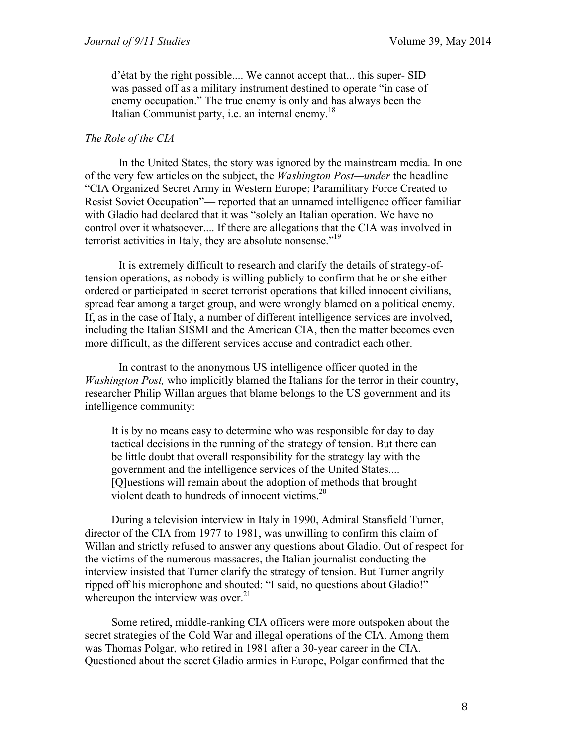> d'état by the right possible.... We cannot accept that... this super- SID was passed off as a military instrument destined to operate "in case of enemy occupation." The true enemy is only and has always been the Italian Communist party, i.e. an internal enemy.[18]

*The Role of the CIA*

In the United States, the story was ignored by the mainstream media. In one of the very few articles on the subject, the *Washington Post—under* the headline "CIA Organized Secret Army in Western Europe; Paramilitary Force Created to Resist Soviet Occupation"— reported that an unnamed intelligence officer familiar with Gladio had declared that it was "solely an Italian operation. We have no control over it whatsoever.... If there are allegations that the CIA was involved in terrorist activities in Italy, they are absolute nonsense."[19]

It is extremely difficult to research and clarify the details of strategy-of-tension operations, as nobody is willing publicly to confirm that he or she either ordered or participated in secret terrorist operations that killed innocent civilians, spread fear among a target group, and were wrongly blamed on a political enemy. If, as in the case of Italy, a number of different intelligence services are involved, including the Italian SISMI and the American CIA, then the matter becomes even more difficult, as the different services accuse and contradict each other.

In contrast to the anonymous US intelligence officer quoted in the *Washington Post,* who implicitly blamed the Italians for the terror in their country, researcher Philip Willan argues that blame belongs to the US government and its intelligence community:

> It is by no means easy to determine who was responsible for day to day tactical decisions in the running of the strategy of tension. But there can be little doubt that overall responsibility for the strategy lay with the government and the intelligence services of the United States.... [Q]uestions will remain about the adoption of methods that brought violent death to hundreds of innocent victims.[20]

During a television interview in Italy in 1990, Admiral Stansfield Turner, director of the CIA from 1977 to 1981, was unwilling to confirm this claim of Willan and strictly refused to answer any questions about Gladio. Out of respect for the victims of the numerous massacres, the Italian journalist conducting the interview insisted that Turner clarify the strategy of tension. But Turner angrily ripped off his microphone and shouted: "I said, no questions about Gladio!" whereupon the interview was over.[21]

Some retired, middle-ranking CIA officers were more outspoken about the secret strategies of the Cold War and illegal operations of the CIA. Among them was Thomas Polgar, who retired in 1981 after a 30-year career in the CIA. Questioned about the secret Gladio armies in Europe, Polgar confirmed that the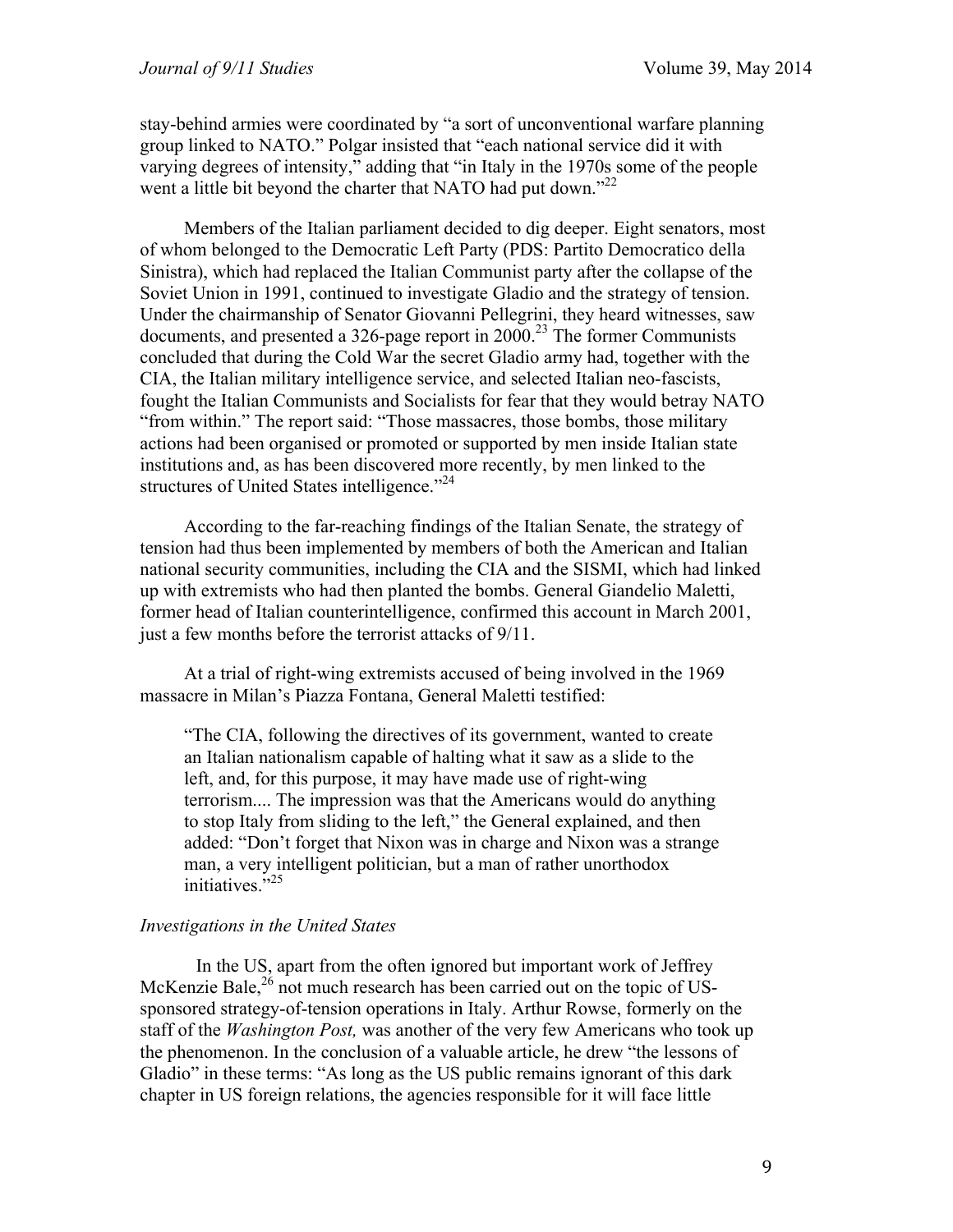stay-behind armies were coordinated by "a sort of unconventional warfare planning group linked to NATO." Polgar insisted that "each national service did it with varying degrees of intensity," adding that "in Italy in the 1970s some of the people went a little bit beyond the charter that NATO had put down."[22]

Members of the Italian parliament decided to dig deeper. Eight senators, most of whom belonged to the Democratic Left Party (PDS: Partito Democratico della Sinistra), which had replaced the Italian Communist party after the collapse of the Soviet Union in 1991, continued to investigate Gladio and the strategy of tension. Under the chairmanship of Senator Giovanni Pellegrini, they heard witnesses, saw documents, and presented a 326-page report in 2000.[23] The former Communists concluded that during the Cold War the secret Gladio army had, together with the CIA, the Italian military intelligence service, and selected Italian neo-fascists, fought the Italian Communists and Socialists for fear that they would betray NATO "from within." The report said: "Those massacres, those bombs, those military actions had been organised or promoted or supported by men inside Italian state institutions and, as has been discovered more recently, by men linked to the structures of United States intelligence."[24]

According to the far-reaching findings of the Italian Senate, the strategy of tension had thus been implemented by members of both the American and Italian national security communities, including the CIA and the SISMI, which had linked up with extremists who had then planted the bombs. General Giandelio Maletti, former head of Italian counterintelligence, confirmed this account in March 2001, just a few months before the terrorist attacks of 9/11.

At a trial of right-wing extremists accused of being involved in the 1969 massacre in Milan's Piazza Fontana, General Maletti testified:

> "The CIA, following the directives of its government, wanted to create an Italian nationalism capable of halting what it saw as a slide to the left, and, for this purpose, it may have made use of right-wing terrorism.... The impression was that the Americans would do anything to stop Italy from sliding to the left," the General explained, and then added: "Don't forget that Nixon was in charge and Nixon was a strange man, a very intelligent politician, but a man of rather unorthodox initiatives."[25]

### *Investigations in the United States*

In the US, apart from the often ignored but important work of Jeffrey McKenzie Bale,[26] not much research has been carried out on the topic of US-sponsored strategy-of-tension operations in Italy. Arthur Rowse, formerly on the staff of the *Washington Post,* was another of the very few Americans who took up the phenomenon. In the conclusion of a valuable article, he drew "the lessons of Gladio" in these terms: "As long as the US public remains ignorant of this dark chapter in US foreign relations, the agencies responsible for it will face little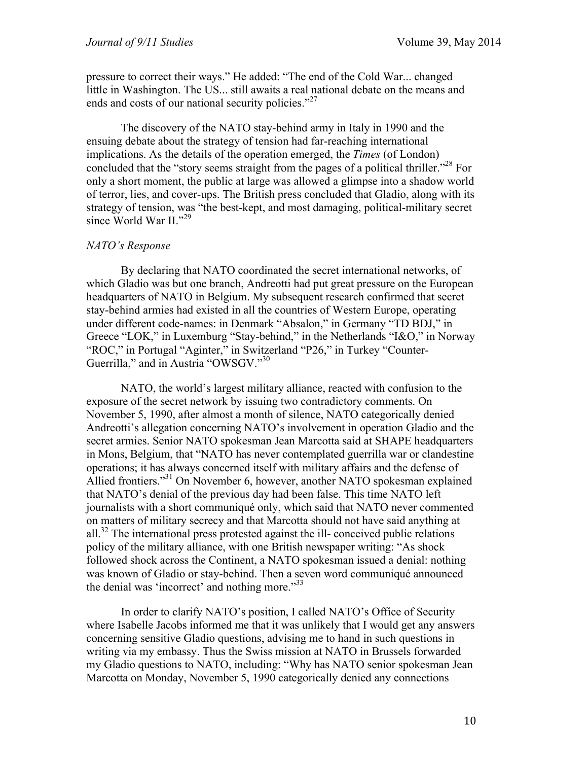pressure to correct their ways." He added: "The end of the Cold War... changed little in Washington. The US... still awaits a real national debate on the means and ends and costs of our national security policies."[27]

The discovery of the NATO stay-behind army in Italy in 1990 and the ensuing debate about the strategy of tension had far-reaching international implications. As the details of the operation emerged, the *Times* (of London) concluded that the "story seems straight from the pages of a political thriller."[28] For only a short moment, the public at large was allowed a glimpse into a shadow world of terror, lies, and cover-ups. The British press concluded that Gladio, along with its strategy of tension, was "the best-kept, and most damaging, political-military secret since World War II."[29]

*NATO's Response*

By declaring that NATO coordinated the secret international networks, of which Gladio was but one branch, Andreotti had put great pressure on the European headquarters of NATO in Belgium. My subsequent research confirmed that secret stay-behind armies had existed in all the countries of Western Europe, operating under different code-names: in Denmark "Absalon," in Germany "TD BDJ," in Greece "LOK," in Luxemburg "Stay-behind," in the Netherlands "I&O," in Norway "ROC," in Portugal "Aginter," in Switzerland "P26," in Turkey "Counter-Guerrilla," and in Austria "OWSGV."[30]

NATO, the world's largest military alliance, reacted with confusion to the exposure of the secret network by issuing two contradictory comments. On November 5, 1990, after almost a month of silence, NATO categorically denied Andreotti's allegation concerning NATO's involvement in operation Gladio and the secret armies. Senior NATO spokesman Jean Marcotta said at SHAPE headquarters in Mons, Belgium, that "NATO has never contemplated guerrilla war or clandestine operations; it has always concerned itself with military affairs and the defense of Allied frontiers."[31] On November 6, however, another NATO spokesman explained that NATO's denial of the previous day had been false. This time NATO left journalists with a short communiqué only, which said that NATO never commented on matters of military secrecy and that Marcotta should not have said anything at all.[32] The international press protested against the ill- conceived public relations policy of the military alliance, with one British newspaper writing: "As shock followed shock across the Continent, a NATO spokesman issued a denial: nothing was known of Gladio or stay-behind. Then a seven word communiqué announced the denial was 'incorrect' and nothing more."[33]

In order to clarify NATO's position, I called NATO's Office of Security where Isabelle Jacobs informed me that it was unlikely that I would get any answers concerning sensitive Gladio questions, advising me to hand in such questions in writing via my embassy. Thus the Swiss mission at NATO in Brussels forwarded my Gladio questions to NATO, including: "Why has NATO senior spokesman Jean Marcotta on Monday, November 5, 1990 categorically denied any connections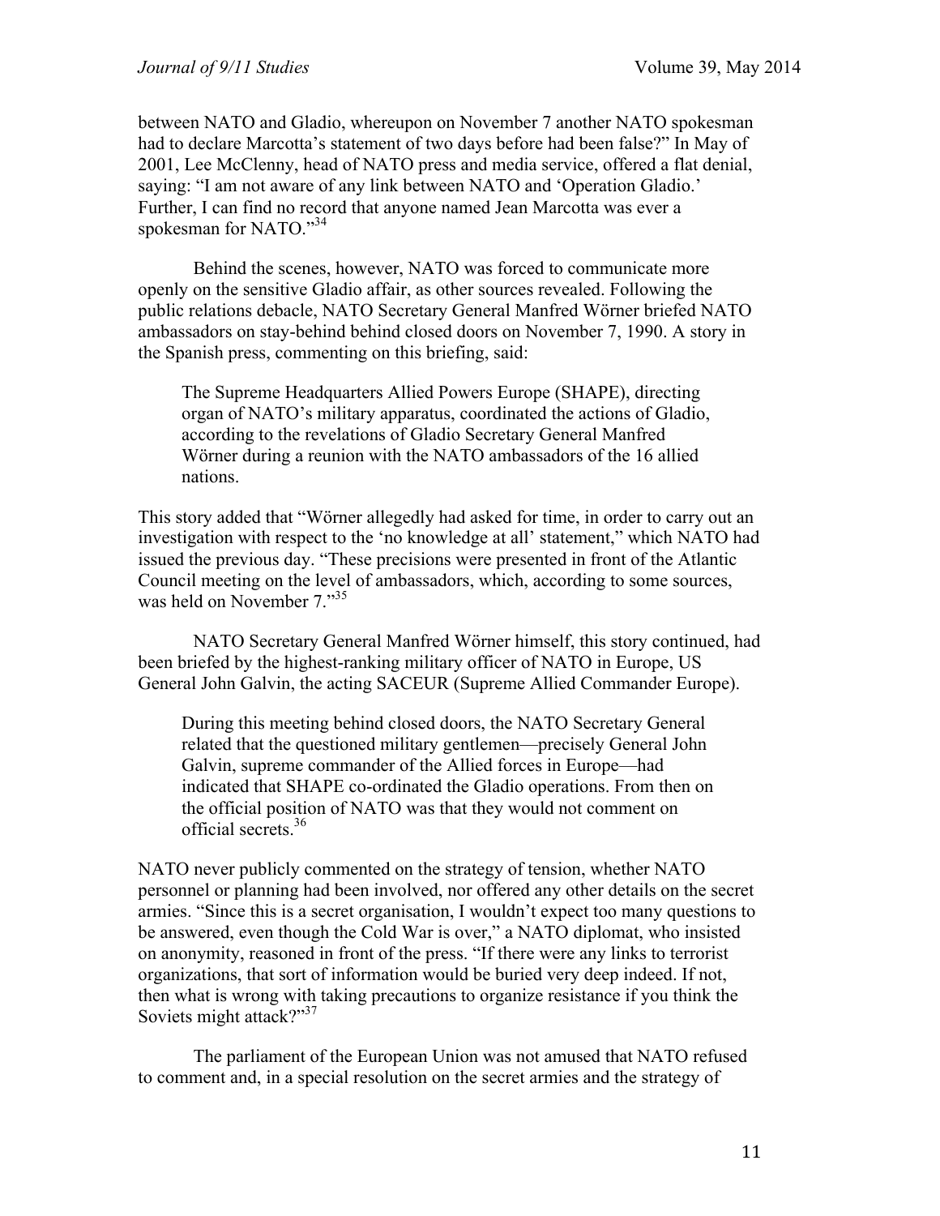between NATO and Gladio, whereupon on November 7 another NATO spokesman had to declare Marcotta's statement of two days before had been false?" In May of 2001, Lee McClenny, head of NATO press and media service, offered a flat denial, saying: "I am not aware of any link between NATO and 'Operation Gladio.' Further, I can find no record that anyone named Jean Marcotta was ever a spokesman for NATO."[34]

Behind the scenes, however, NATO was forced to communicate more openly on the sensitive Gladio affair, as other sources revealed. Following the public relations debacle, NATO Secretary General Manfred Wörner briefed NATO ambassadors on stay-behind behind closed doors on November 7, 1990. A story in the Spanish press, commenting on this briefing, said:

> The Supreme Headquarters Allied Powers Europe (SHAPE), directing organ of NATO's military apparatus, coordinated the actions of Gladio, according to the revelations of Gladio Secretary General Manfred Wörner during a reunion with the NATO ambassadors of the 16 allied nations.

This story added that "Wörner allegedly had asked for time, in order to carry out an investigation with respect to the 'no knowledge at all' statement," which NATO had issued the previous day. "These precisions were presented in front of the Atlantic Council meeting on the level of ambassadors, which, according to some sources, was held on November 7."[35]

NATO Secretary General Manfred Wörner himself, this story continued, had been briefed by the highest-ranking military officer of NATO in Europe, US General John Galvin, the acting SACEUR (Supreme Allied Commander Europe).

> During this meeting behind closed doors, the NATO Secretary General related that the questioned military gentlemen—precisely General John Galvin, supreme commander of the Allied forces in Europe—had indicated that SHAPE co-ordinated the Gladio operations. From then on the official position of NATO was that they would not comment on official secrets.[36]

NATO never publicly commented on the strategy of tension, whether NATO personnel or planning had been involved, nor offered any other details on the secret armies. "Since this is a secret organisation, I wouldn't expect too many questions to be answered, even though the Cold War is over," a NATO diplomat, who insisted on anonymity, reasoned in front of the press. "If there were any links to terrorist organizations, that sort of information would be buried very deep indeed. If not, then what is wrong with taking precautions to organize resistance if you think the Soviets might attack?"[37]

The parliament of the European Union was not amused that NATO refused to comment and, in a special resolution on the secret armies and the strategy of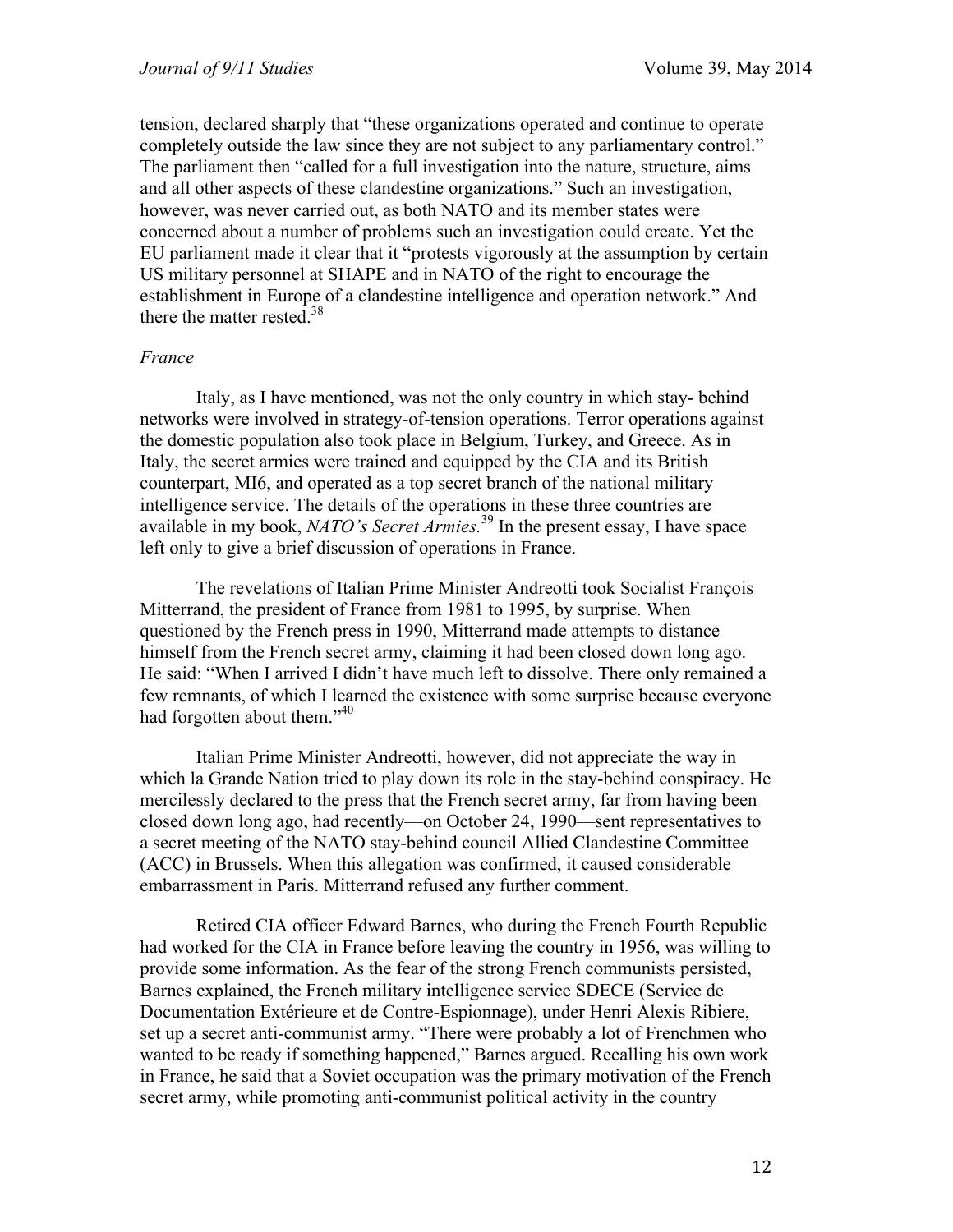tension, declared sharply that "these organizations operated and continue to operate completely outside the law since they are not subject to any parliamentary control." The parliament then "called for a full investigation into the nature, structure, aims and all other aspects of these clandestine organizations." Such an investigation, however, was never carried out, as both NATO and its member states were concerned about a number of problems such an investigation could create. Yet the EU parliament made it clear that it "protests vigorously at the assumption by certain US military personnel at SHAPE and in NATO of the right to encourage the establishment in Europe of a clandestine intelligence and operation network." And there the matter rested.[38]

### *France*

Italy, as I have mentioned, was not the only country in which stay- behind networks were involved in strategy-of-tension operations. Terror operations against the domestic population also took place in Belgium, Turkey, and Greece. As in Italy, the secret armies were trained and equipped by the CIA and its British counterpart, MI6, and operated as a top secret branch of the national military intelligence service. The details of the operations in these three countries are available in my book, *NATO's Secret Armies.*[39] In the present essay, I have space left only to give a brief discussion of operations in France.

The revelations of Italian Prime Minister Andreotti took Socialist François Mitterrand, the president of France from 1981 to 1995, by surprise. When questioned by the French press in 1990, Mitterrand made attempts to distance himself from the French secret army, claiming it had been closed down long ago. He said: "When I arrived I didn't have much left to dissolve. There only remained a few remnants, of which I learned the existence with some surprise because everyone had forgotten about them."[40]

Italian Prime Minister Andreotti, however, did not appreciate the way in which la Grande Nation tried to play down its role in the stay-behind conspiracy. He mercilessly declared to the press that the French secret army, far from having been closed down long ago, had recently—on October 24, 1990—sent representatives to a secret meeting of the NATO stay-behind council Allied Clandestine Committee (ACC) in Brussels. When this allegation was confirmed, it caused considerable embarrassment in Paris. Mitterrand refused any further comment.

Retired CIA officer Edward Barnes, who during the French Fourth Republic had worked for the CIA in France before leaving the country in 1956, was willing to provide some information. As the fear of the strong French communists persisted, Barnes explained, the French military intelligence service SDECE (Service de Documentation Extérieure et de Contre-Espionnage), under Henri Alexis Ribiere, set up a secret anti-communist army. "There were probably a lot of Frenchmen who wanted to be ready if something happened," Barnes argued. Recalling his own work in France, he said that a Soviet occupation was the primary motivation of the French secret army, while promoting anti-communist political activity in the country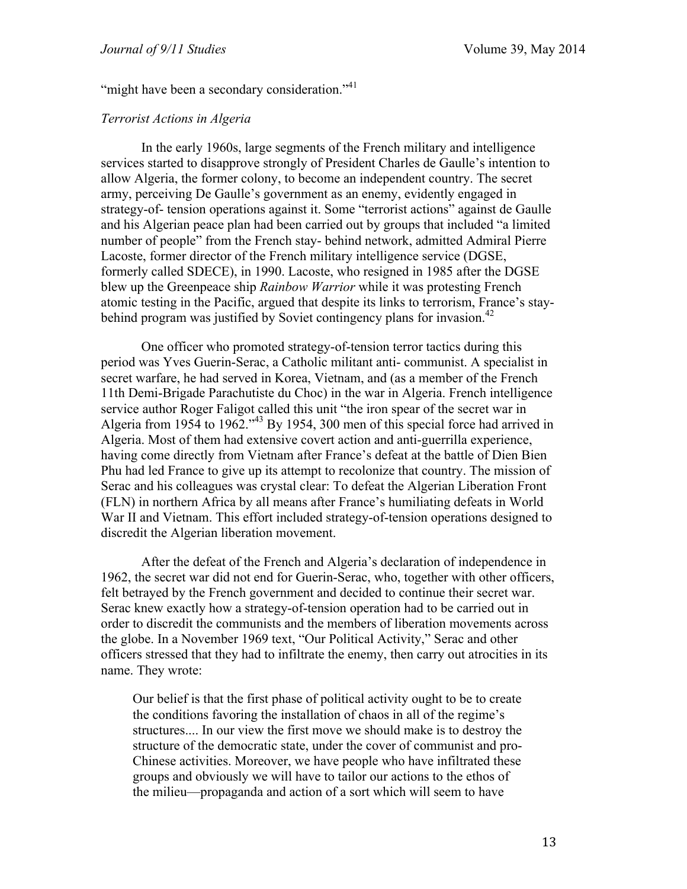"might have been a secondary consideration."[41]

*Terrorist Actions in Algeria*

In the early 1960s, large segments of the French military and intelligence services started to disapprove strongly of President Charles de Gaulle's intention to allow Algeria, the former colony, to become an independent country. The secret army, perceiving De Gaulle's government as an enemy, evidently engaged in strategy-of- tension operations against it. Some "terrorist actions" against de Gaulle and his Algerian peace plan had been carried out by groups that included "a limited number of people" from the French stay- behind network, admitted Admiral Pierre Lacoste, former director of the French military intelligence service (DGSE, formerly called SDECE), in 1990. Lacoste, who resigned in 1985 after the DGSE blew up the Greenpeace ship *Rainbow Warrior* while it was protesting French atomic testing in the Pacific, argued that despite its links to terrorism, France's stay-behind program was justified by Soviet contingency plans for invasion.[42]

One officer who promoted strategy-of-tension terror tactics during this period was Yves Guerin-Serac, a Catholic militant anti- communist. A specialist in secret warfare, he had served in Korea, Vietnam, and (as a member of the French 11th Demi-Brigade Parachutiste du Choc) in the war in Algeria. French intelligence service author Roger Faligot called this unit "the iron spear of the secret war in Algeria from 1954 to 1962."[43] By 1954, 300 men of this special force had arrived in Algeria. Most of them had extensive covert action and anti-guerrilla experience, having come directly from Vietnam after France's defeat at the battle of Dien Bien Phu had led France to give up its attempt to recolonize that country. The mission of Serac and his colleagues was crystal clear: To defeat the Algerian Liberation Front (FLN) in northern Africa by all means after France's humiliating defeats in World War II and Vietnam. This effort included strategy-of-tension operations designed to discredit the Algerian liberation movement.

After the defeat of the French and Algeria's declaration of independence in 1962, the secret war did not end for Guerin-Serac, who, together with other officers, felt betrayed by the French government and decided to continue their secret war. Serac knew exactly how a strategy-of-tension operation had to be carried out in order to discredit the communists and the members of liberation movements across the globe. In a November 1969 text, "Our Political Activity," Serac and other officers stressed that they had to infiltrate the enemy, then carry out atrocities in its name. They wrote:

> Our belief is that the first phase of political activity ought to be to create the conditions favoring the installation of chaos in all of the regime's structures.... In our view the first move we should make is to destroy the structure of the democratic state, under the cover of communist and pro-Chinese activities. Moreover, we have people who have infiltrated these groups and obviously we will have to tailor our actions to the ethos of the milieu—propaganda and action of a sort which will seem to have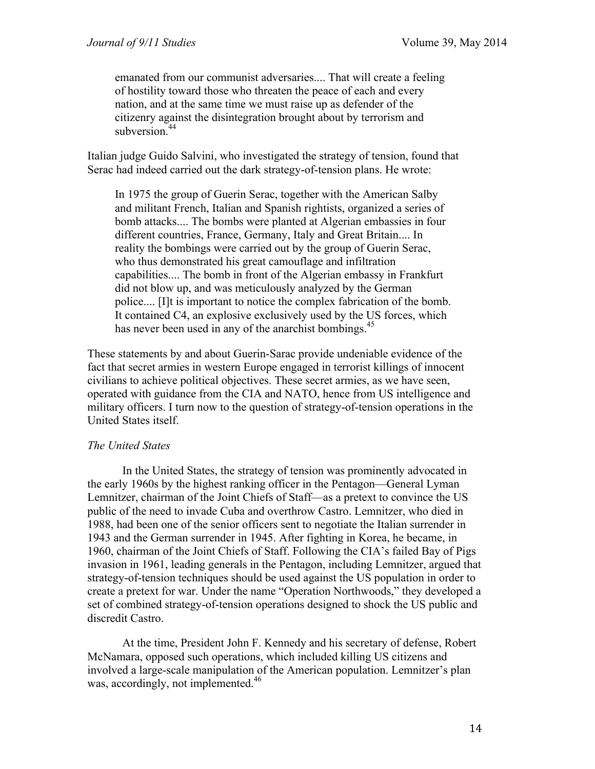> emanated from our communist adversaries.... That will create a feeling of hostility toward those who threaten the peace of each and every nation, and at the same time we must raise up as defender of the citizenry against the disintegration brought about by terrorism and subversion.[44]

Italian judge Guido Salvini, who investigated the strategy of tension, found that Serac had indeed carried out the dark strategy-of-tension plans. He wrote:

> In 1975 the group of Guerin Serac, together with the American Salby and militant French, Italian and Spanish rightists, organized a series of bomb attacks.... The bombs were planted at Algerian embassies in four different countries, France, Germany, Italy and Great Britain.... In reality the bombings were carried out by the group of Guerin Serac, who thus demonstrated his great camouflage and infiltration capabilities.... The bomb in front of the Algerian embassy in Frankfurt did not blow up, and was meticulously analyzed by the German police.... [I]t is important to notice the complex fabrication of the bomb. It contained C4, an explosive exclusively used by the US forces, which has never been used in any of the anarchist bombings.[45]

These statements by and about Guerin-Sarac provide undeniable evidence of the fact that secret armies in western Europe engaged in terrorist killings of innocent civilians to achieve political objectives. These secret armies, as we have seen, operated with guidance from the CIA and NATO, hence from US intelligence and military officers. I turn now to the question of strategy-of-tension operations in the United States itself.

### *The United States*

In the United States, the strategy of tension was prominently advocated in the early 1960s by the highest ranking officer in the Pentagon—General Lyman Lemnitzer, chairman of the Joint Chiefs of Staff—as a pretext to convince the US public of the need to invade Cuba and overthrow Castro. Lemnitzer, who died in 1988, had been one of the senior officers sent to negotiate the Italian surrender in 1943 and the German surrender in 1945. After fighting in Korea, he became, in 1960, chairman of the Joint Chiefs of Staff. Following the CIA's failed Bay of Pigs invasion in 1961, leading generals in the Pentagon, including Lemnitzer, argued that strategy-of-tension techniques should be used against the US population in order to create a pretext for war. Under the name "Operation Northwoods," they developed a set of combined strategy-of-tension operations designed to shock the US public and discredit Castro.

At the time, President John F. Kennedy and his secretary of defense, Robert McNamara, opposed such operations, which included killing US citizens and involved a large-scale manipulation of the American population. Lemnitzer's plan was, accordingly, not implemented.[46]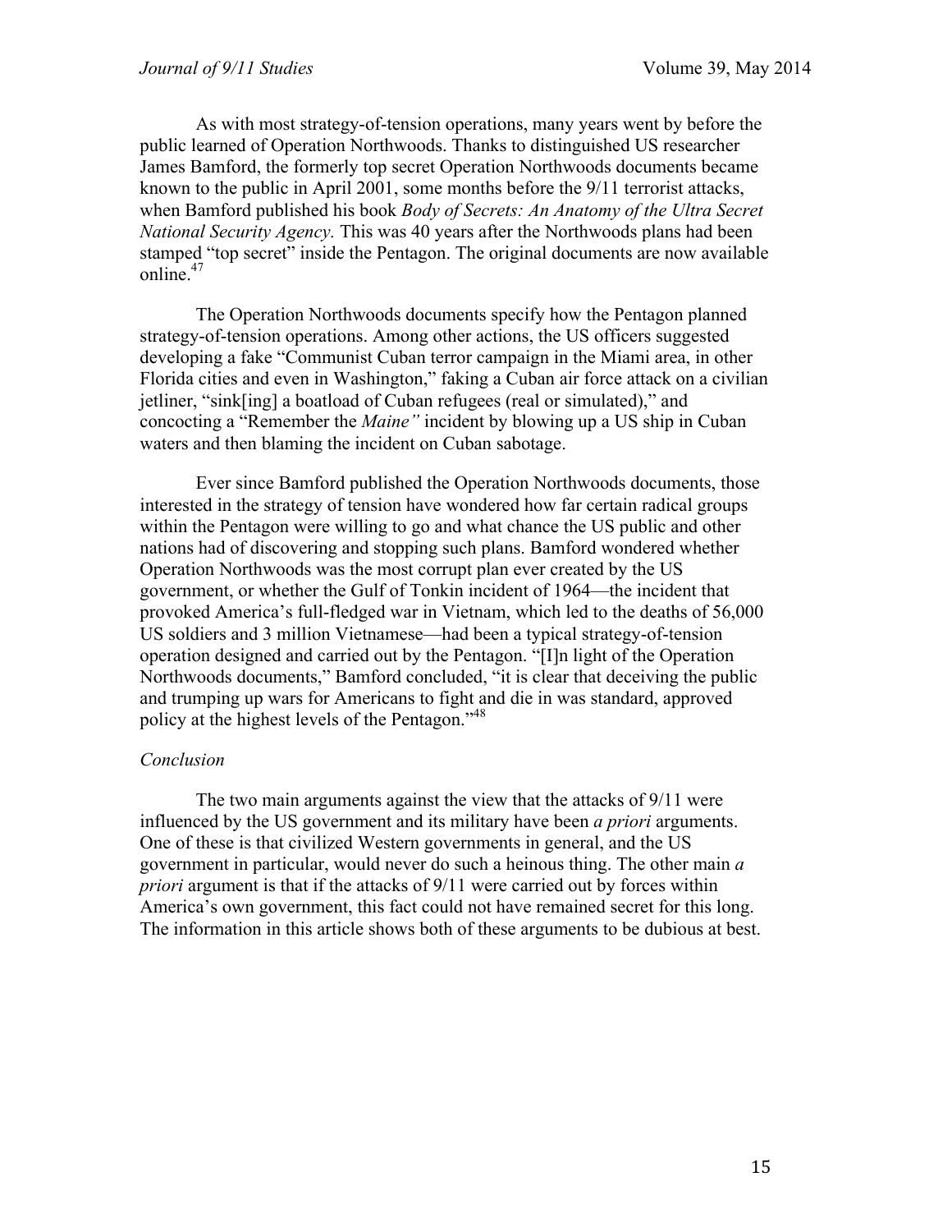As with most strategy-of-tension operations, many years went by before the public learned of Operation Northwoods. Thanks to distinguished US researcher James Bamford, the formerly top secret Operation Northwoods documents became known to the public in April 2001, some months before the 9/11 terrorist attacks, when Bamford published his book *Body of Secrets: An Anatomy of the Ultra Secret National Security Agency.* This was 40 years after the Northwoods plans had been stamped "top secret" inside the Pentagon. The original documents are now available online.[47]

The Operation Northwoods documents specify how the Pentagon planned strategy-of-tension operations. Among other actions, the US officers suggested developing a fake "Communist Cuban terror campaign in the Miami area, in other Florida cities and even in Washington," faking a Cuban air force attack on a civilian jetliner, "sink[ing] a boatload of Cuban refugees (real or simulated)," and concocting a "Remember the *Maine"* incident by blowing up a US ship in Cuban waters and then blaming the incident on Cuban sabotage.

Ever since Bamford published the Operation Northwoods documents, those interested in the strategy of tension have wondered how far certain radical groups within the Pentagon were willing to go and what chance the US public and other nations had of discovering and stopping such plans. Bamford wondered whether Operation Northwoods was the most corrupt plan ever created by the US government, or whether the Gulf of Tonkin incident of 1964—the incident that provoked America's full-fledged war in Vietnam, which led to the deaths of 56,000 US soldiers and 3 million Vietnamese—had been a typical strategy-of-tension operation designed and carried out by the Pentagon. "[I]n light of the Operation Northwoods documents," Bamford concluded, "it is clear that deceiving the public and trumping up wars for Americans to fight and die in was standard, approved policy at the highest levels of the Pentagon."[48]

*Conclusion*

The two main arguments against the view that the attacks of 9/11 were influenced by the US government and its military have been *a priori* arguments. One of these is that civilized Western governments in general, and the US government in particular, would never do such a heinous thing. The other main *a priori* argument is that if the attacks of 9/11 were carried out by forces within America's own government, this fact could not have remained secret for this long. The information in this article shows both of these arguments to be dubious at best.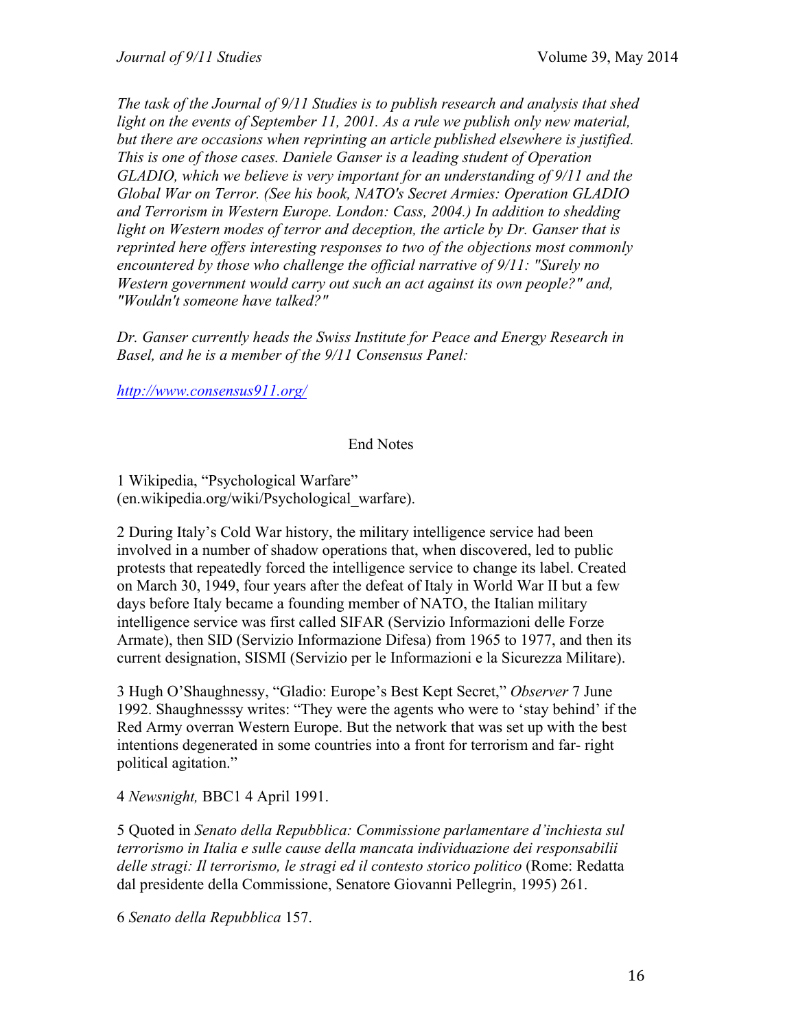*The task of the Journal of 9/11 Studies is to publish research and analysis that shed light on the events of September 11, 2001. As a rule we publish only new material, but there are occasions when reprinting an article published elsewhere is justified. This is one of those cases. Daniele Ganser is a leading student of Operation GLADIO, which we believe is very important for an understanding of 9/11 and the Global War on Terror. (See his book, NATO's Secret Armies: Operation GLADIO and Terrorism in Western Europe. London: Cass, 2004.) In addition to shedding light on Western modes of terror and deception, the article by Dr. Ganser that is reprinted here offers interesting responses to two of the objections most commonly encountered by those who challenge the official narrative of 9/11: "Surely no Western government would carry out such an act against its own people?" and, "Wouldn't someone have talked?"*

*Dr. Ganser currently heads the Swiss Institute for Peace and Energy Research in Basel, and he is a member of the 9/11 Consensus Panel:*

*http://www.consensus911.org/*

## End Notes

1 Wikipedia, "Psychological Warfare" (en.wikipedia.org/wiki/Psychological_warfare).

2 During Italy's Cold War history, the military intelligence service had been involved in a number of shadow operations that, when discovered, led to public protests that repeatedly forced the intelligence service to change its label. Created on March 30, 1949, four years after the defeat of Italy in World War II but a few days before Italy became a founding member of NATO, the Italian military intelligence service was first called SIFAR (Servizio Informazioni delle Forze Armate), then SID (Servizio Informazione Difesa) from 1965 to 1977, and then its current designation, SISMI (Servizio per le Informazioni e la Sicurezza Militare).

3 Hugh O'Shaughnessy, "Gladio: Europe's Best Kept Secret," *Observer* 7 June 1992. Shaughnesssy writes: "They were the agents who were to 'stay behind' if the Red Army overran Western Europe. But the network that was set up with the best intentions degenerated in some countries into a front for terrorism and far- right political agitation."

4 *Newsnight,* BBC1 4 April 1991.

5 Quoted in *Senato della Repubblica: Commissione parlamentare d'inchiesta sul terrorismo in Italia e sulle cause della mancata individuazione dei responsabilii delle stragi: Il terrorismo, le stragi ed il contesto storico politico* (Rome: Redatta dal presidente della Commissione, Senatore Giovanni Pellegrin, 1995) 261.

6 *Senato della Repubblica* 157.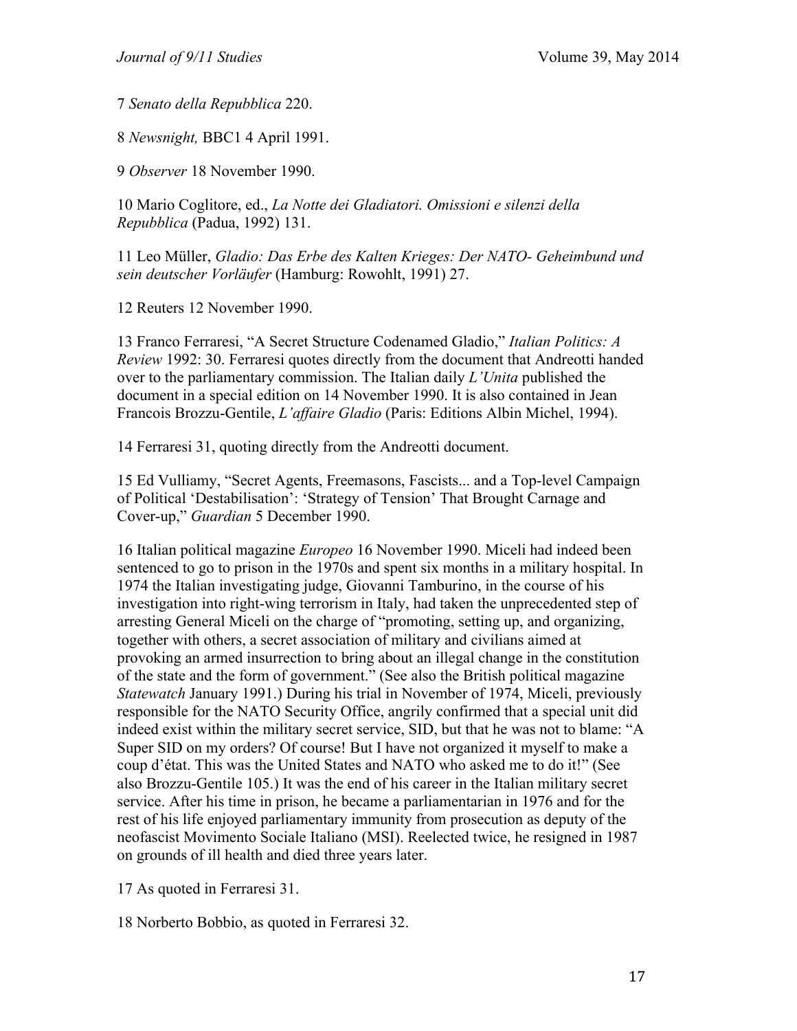7 *Senato della Repubblica* 220.

8 *Newsnight,* BBC1 4 April 1991.

9 *Observer* 18 November 1990.

10 Mario Coglitore, ed., *La Notte dei Gladiatori. Omissioni e silenzi della Repubblica* (Padua, 1992) 131.

11 Leo Müller, *Gladio: Das Erbe des Kalten Krieges: Der NATO- Geheimbund und sein deutscher Vorläufer* (Hamburg: Rowohlt, 1991) 27.

12 Reuters 12 November 1990.

13 Franco Ferraresi, "A Secret Structure Codenamed Gladio," *Italian Politics: A Review* 1992: 30. Ferraresi quotes directly from the document that Andreotti handed over to the parliamentary commission. The Italian daily *L'Unita* published the document in a special edition on 14 November 1990. It is also contained in Jean Francois Brozzu-Gentile, *L'affaire Gladio* (Paris: Editions Albin Michel, 1994).

14 Ferraresi 31, quoting directly from the Andreotti document.

15 Ed Vulliamy, "Secret Agents, Freemasons, Fascists... and a Top-level Campaign of Political 'Destabilisation': 'Strategy of Tension' That Brought Carnage and Cover-up," *Guardian* 5 December 1990.

16 Italian political magazine *Europeo* 16 November 1990. Miceli had indeed been sentenced to go to prison in the 1970s and spent six months in a military hospital. In 1974 the Italian investigating judge, Giovanni Tamburino, in the course of his investigation into right-wing terrorism in Italy, had taken the unprecedented step of arresting General Miceli on the charge of "promoting, setting up, and organizing, together with others, a secret association of military and civilians aimed at provoking an armed insurrection to bring about an illegal change in the constitution of the state and the form of government." (See also the British political magazine *Statewatch* January 1991.) During his trial in November of 1974, Miceli, previously responsible for the NATO Security Office, angrily confirmed that a special unit did indeed exist within the military secret service, SID, but that he was not to blame: "A Super SID on my orders? Of course! But I have not organized it myself to make a coup d'état. This was the United States and NATO who asked me to do it!" (See also Brozzu-Gentile 105.) It was the end of his career in the Italian military secret service. After his time in prison, he became a parliamentarian in 1976 and for the rest of his life enjoyed parliamentary immunity from prosecution as deputy of the neofascist Movimento Sociale Italiano (MSI). Reelected twice, he resigned in 1987 on grounds of ill health and died three years later.

17 As quoted in Ferraresi 31.

18 Norberto Bobbio, as quoted in Ferraresi 32.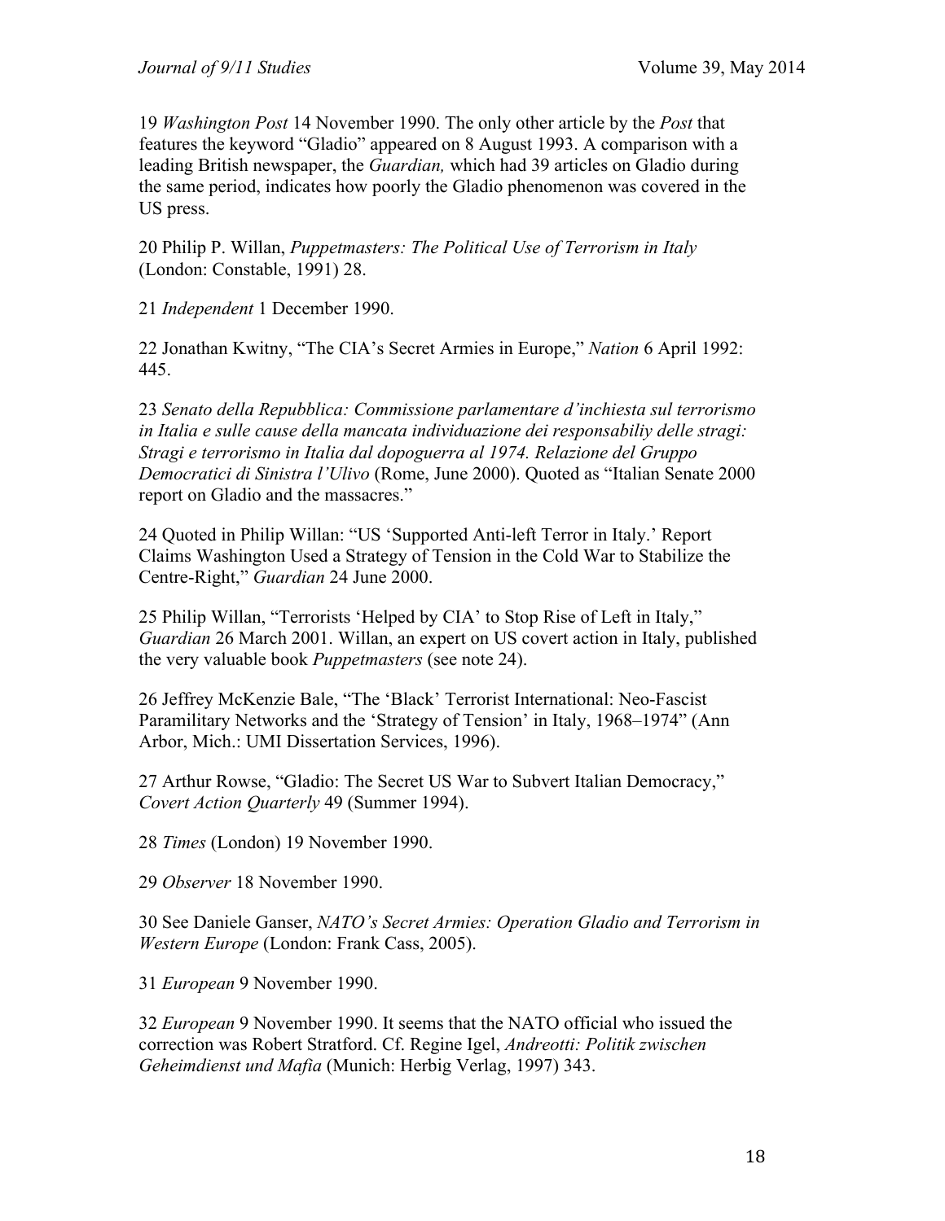19 *Washington Post* 14 November 1990. The only other article by the *Post* that features the keyword "Gladio" appeared on 8 August 1993. A comparison with a leading British newspaper, the *Guardian,* which had 39 articles on Gladio during the same period, indicates how poorly the Gladio phenomenon was covered in the US press.

20 Philip P. Willan, *Puppetmasters: The Political Use of Terrorism in Italy* (London: Constable, 1991) 28.

21 *Independent* 1 December 1990.

22 Jonathan Kwitny, "The CIA's Secret Armies in Europe," *Nation* 6 April 1992: 445.

23 *Senato della Repubblica: Commissione parlamentare d'inchiesta sul terrorismo in Italia e sulle cause della mancata individuazione dei responsabiliy delle stragi: Stragi e terrorismo in Italia dal dopoguerra al 1974. Relazione del Gruppo Democratici di Sinistra l'Ulivo* (Rome, June 2000). Quoted as "Italian Senate 2000 report on Gladio and the massacres."

24 Quoted in Philip Willan: "US 'Supported Anti-left Terror in Italy.' Report Claims Washington Used a Strategy of Tension in the Cold War to Stabilize the Centre-Right," *Guardian* 24 June 2000.

25 Philip Willan, "Terrorists 'Helped by CIA' to Stop Rise of Left in Italy," *Guardian* 26 March 2001. Willan, an expert on US covert action in Italy, published the very valuable book *Puppetmasters* (see note 24).

26 Jeffrey McKenzie Bale, "The 'Black' Terrorist International: Neo-Fascist Paramilitary Networks and the 'Strategy of Tension' in Italy, 1968–1974" (Ann Arbor, Mich.: UMI Dissertation Services, 1996).

27 Arthur Rowse, "Gladio: The Secret US War to Subvert Italian Democracy," *Covert Action Quarterly* 49 (Summer 1994).

28 *Times* (London) 19 November 1990.

29 *Observer* 18 November 1990.

30 See Daniele Ganser, *NATO's Secret Armies: Operation Gladio and Terrorism in Western Europe* (London: Frank Cass, 2005).

31 *European* 9 November 1990.

32 *European* 9 November 1990. It seems that the NATO official who issued the correction was Robert Stratford. Cf. Regine Igel, *Andreotti: Politik zwischen Geheimdienst und Mafia* (Munich: Herbig Verlag, 1997) 343.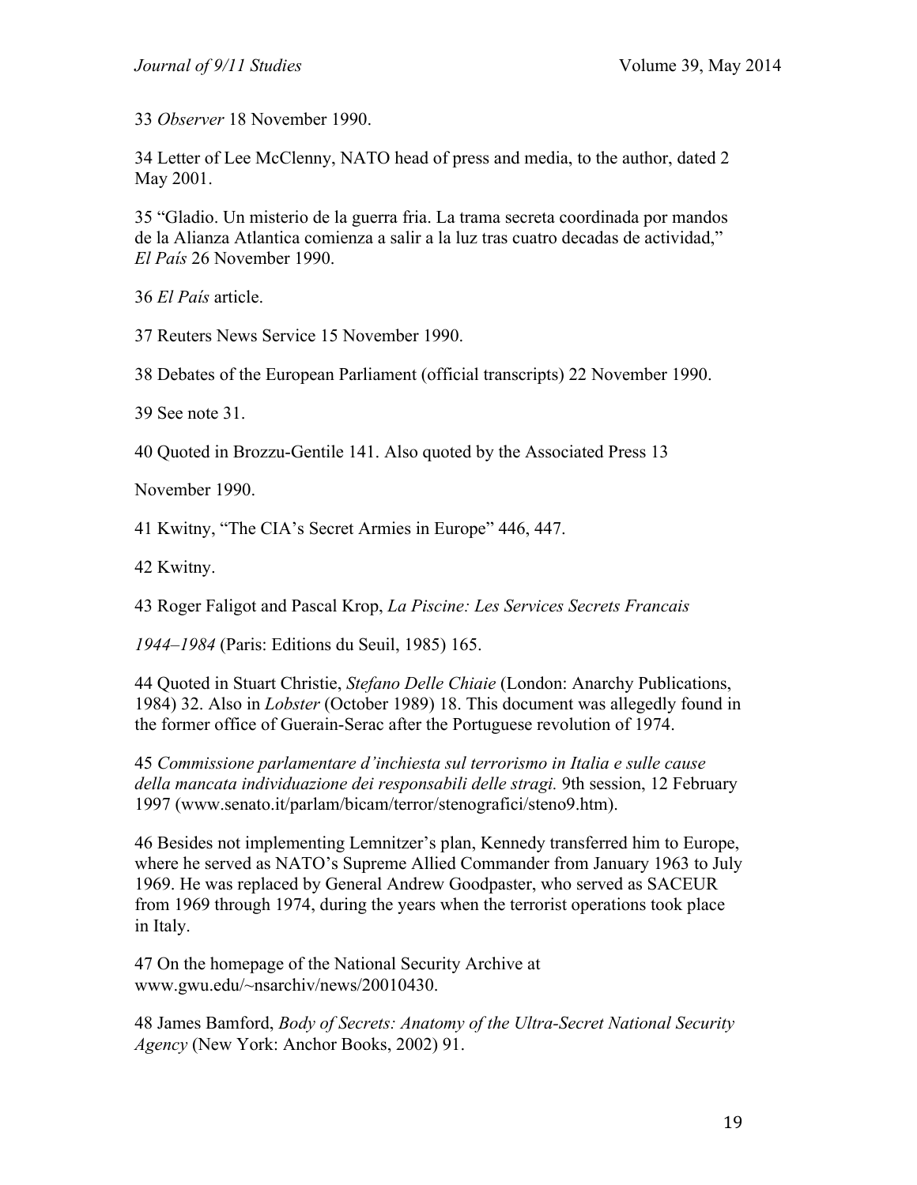33 *Observer* 18 November 1990.

34 Letter of Lee McClenny, NATO head of press and media, to the author, dated 2 May 2001.

35 "Gladio. Un misterio de la guerra fria. La trama secreta coordinada por mandos de la Alianza Atlantica comienza a salir a la luz tras cuatro decadas de actividad," *El País* 26 November 1990.

36 *El País* article.

37 Reuters News Service 15 November 1990.

38 Debates of the European Parliament (official transcripts) 22 November 1990.

39 See note 31.

40 Quoted in Brozzu-Gentile 141. Also quoted by the Associated Press 13 November 1990.

41 Kwitny, "The CIA's Secret Armies in Europe" 446, 447.

42 Kwitny.

43 Roger Faligot and Pascal Krop, *La Piscine: Les Services Secrets Francais 1944–1984* (Paris: Editions du Seuil, 1985) 165.

44 Quoted in Stuart Christie, *Stefano Delle Chiaie* (London: Anarchy Publications, 1984) 32. Also in *Lobster* (October 1989) 18. This document was allegedly found in the former office of Guerain-Serac after the Portuguese revolution of 1974.

45 *Commissione parlamentare d'inchiesta sul terrorismo in Italia e sulle cause della mancata individuazione dei responsabili delle stragi.* 9th session, 12 February 1997 (www.senato.it/parlam/bicam/terror/stenografici/steno9.htm).

46 Besides not implementing Lemnitzer's plan, Kennedy transferred him to Europe, where he served as NATO's Supreme Allied Commander from January 1963 to July 1969. He was replaced by General Andrew Goodpaster, who served as SACEUR from 1969 through 1974, during the years when the terrorist operations took place in Italy.

47 On the homepage of the National Security Archive at www.gwu.edu/~nsarchiv/news/20010430.

48 James Bamford, *Body of Secrets: Anatomy of the Ultra-Secret National Security Agency* (New York: Anchor Books, 2002) 91.